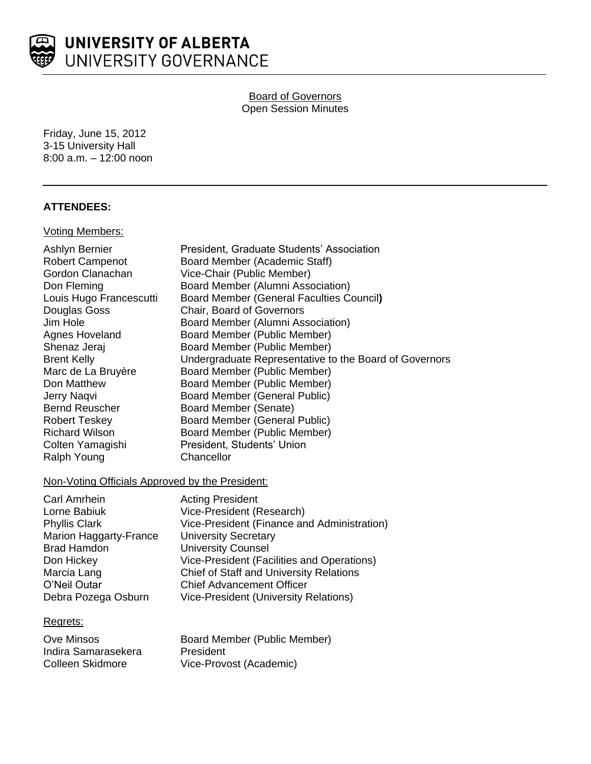# UNIVERSITY OF ALBERTA
## UNIVERSITY GOVERNANCE

Board of Governors
Open Session Minutes

Friday, June 15, 2012
3-15 University Hall
8:00 a.m. – 12:00 noon

---

**ATTENDEES:**

Voting Members:

| | |
|---|---|
| Ashlyn Bernier | President, Graduate Students' Association |
| Robert Campenot | Board Member (Academic Staff) |
| Gordon Clanachan | Vice-Chair (Public Member) |
| Don Fleming | Board Member (Alumni Association) |
| Louis Hugo Francescutti | Board Member (General Faculties Council**)** |
| Douglas Goss | Chair, Board of Governors |
| Jim Hole | Board Member (Alumni Association) |
| Agnes Hoveland | Board Member (Public Member) |
| Shenaz Jeraj | Board Member (Public Member) |
| Brent Kelly | Undergraduate Representative to the Board of Governors |
| Marc de La Bruyère | Board Member (Public Member) |
| Don Matthew | Board Member (Public Member) |
| Jerry Naqvi | Board Member (General Public) |
| Bernd Reuscher | Board Member (Senate) |
| Robert Teskey | Board Member (General Public) |
| Richard Wilson | Board Member (Public Member) |
| Colten Yamagishi | President, Students' Union |
| Ralph Young | Chancellor |

Non-Voting Officials Approved by the President:

| | |
|---|---|
| Carl Amrhein | Acting President |
| Lorne Babiuk | Vice-President (Research) |
| Phyllis Clark | Vice-President (Finance and Administration) |
| Marion Haggarty-France | University Secretary |
| Brad Hamdon | University Counsel |
| Don Hickey | Vice-President (Facilities and Operations) |
| Marcia Lang | Chief of Staff and University Relations |
| O'Neil Outar | Chief Advancement Officer |
| Debra Pozega Osburn | Vice-President (University Relations) |

Regrets:

| | |
|---|---|
| Ove Minsos | Board Member (Public Member) |
| Indira Samarasekera | President |
| Colleen Skidmore | Vice-Provost (Academic) |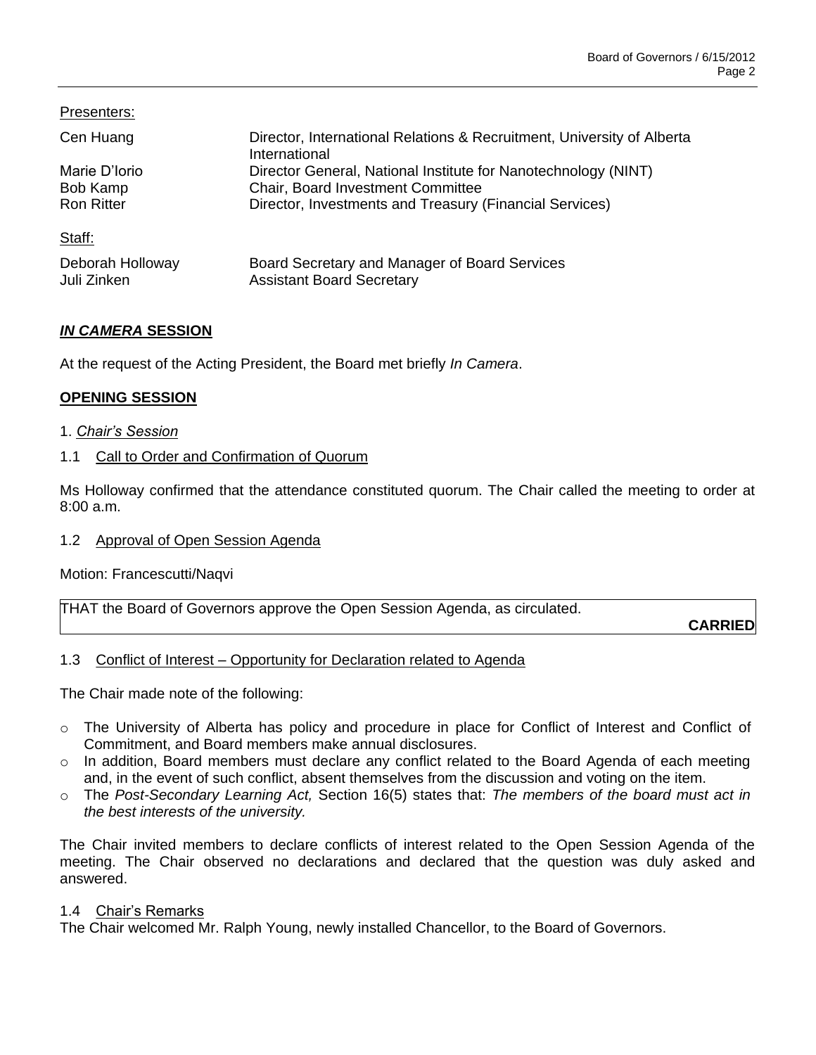Presenters:

| | |
|---|---|
| Cen Huang | Director, International Relations & Recruitment, University of Alberta International |
| Marie D'Iorio | Director General, National Institute for Nanotechnology (NINT) |
| Bob Kamp | Chair, Board Investment Committee |
| Ron Ritter | Director, Investments and Treasury (Financial Services) |

Staff:

| | |
|---|---|
| Deborah Holloway | Board Secretary and Manager of Board Services |
| Juli Zinken | Assistant Board Secretary |

## ***IN CAMERA* SESSION**

At the request of the Acting President, the Board met briefly *In Camera*.

## **OPENING SESSION**

1. *Chair's Session*

1.1 Call to Order and Confirmation of Quorum

Ms Holloway confirmed that the attendance constituted quorum. The Chair called the meeting to order at 8:00 a.m.

1.2 Approval of Open Session Agenda

Motion: Francescutti/Naqvi

THAT the Board of Governors approve the Open Session Agenda, as circulated.

**CARRIED**

1.3 Conflict of Interest – Opportunity for Declaration related to Agenda

The Chair made note of the following:

- The University of Alberta has policy and procedure in place for Conflict of Interest and Conflict of Commitment, and Board members make annual disclosures.
- In addition, Board members must declare any conflict related to the Board Agenda of each meeting and, in the event of such conflict, absent themselves from the discussion and voting on the item.
- The *Post-Secondary Learning Act,* Section 16(5) states that: *The members of the board must act in the best interests of the university.*

The Chair invited members to declare conflicts of interest related to the Open Session Agenda of the meeting. The Chair observed no declarations and declared that the question was duly asked and answered.

1.4 Chair's Remarks

The Chair welcomed Mr. Ralph Young, newly installed Chancellor, to the Board of Governors.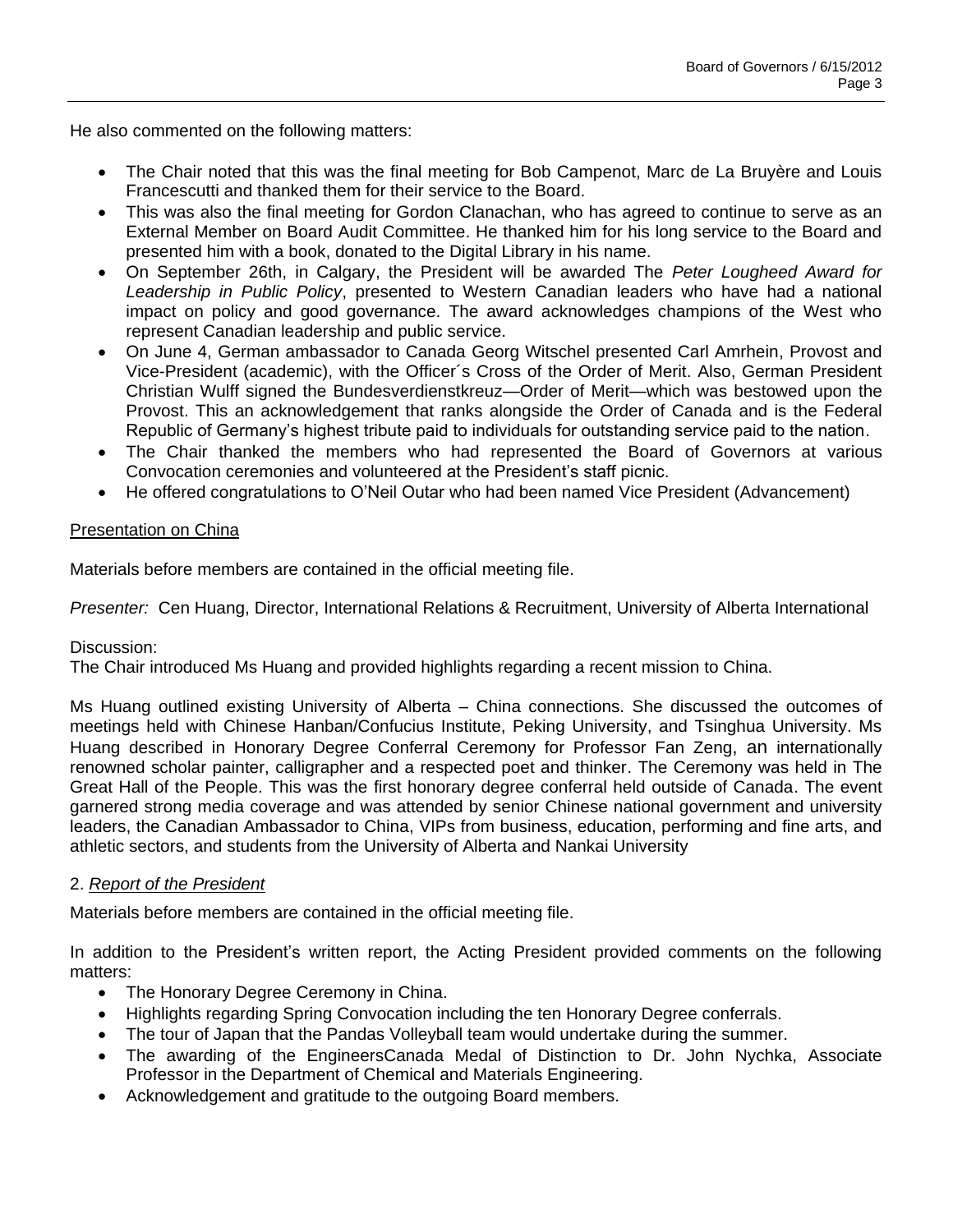He also commented on the following matters:

- The Chair noted that this was the final meeting for Bob Campenot, Marc de La Bruyère and Louis Francescutti and thanked them for their service to the Board.
- This was also the final meeting for Gordon Clanachan, who has agreed to continue to serve as an External Member on Board Audit Committee. He thanked him for his long service to the Board and presented him with a book, donated to the Digital Library in his name.
- On September 26th, in Calgary, the President will be awarded The *Peter Lougheed Award for Leadership in Public Policy*, presented to Western Canadian leaders who have had a national impact on policy and good governance. The award acknowledges champions of the West who represent Canadian leadership and public service.
- On June 4, German ambassador to Canada Georg Witschel presented Carl Amrhein, Provost and Vice-President (academic), with the Officer´s Cross of the Order of Merit. Also, German President Christian Wulff signed the Bundesverdienstkreuz—Order of Merit—which was bestowed upon the Provost. This an acknowledgement that ranks alongside the Order of Canada and is the Federal Republic of Germany's highest tribute paid to individuals for outstanding service paid to the nation.
- The Chair thanked the members who had represented the Board of Governors at various Convocation ceremonies and volunteered at the President's staff picnic.
- He offered congratulations to O'Neil Outar who had been named Vice President (Advancement)

<u>Presentation on China</u>

Materials before members are contained in the official meeting file.

*Presenter:* Cen Huang, Director, International Relations & Recruitment, University of Alberta International

Discussion:
The Chair introduced Ms Huang and provided highlights regarding a recent mission to China.

Ms Huang outlined existing University of Alberta – China connections. She discussed the outcomes of meetings held with Chinese Hanban/Confucius Institute, Peking University, and Tsinghua University. Ms Huang described in Honorary Degree Conferral Ceremony for Professor Fan Zeng, an internationally renowned scholar painter, calligrapher and a respected poet and thinker. The Ceremony was held in The Great Hall of the People. This was the first honorary degree conferral held outside of Canada. The event garnered strong media coverage and was attended by senior Chinese national government and university leaders, the Canadian Ambassador to China, VIPs from business, education, performing and fine arts, and athletic sectors, and students from the University of Alberta and Nankai University

2. *<u>Report of the President</u>*

Materials before members are contained in the official meeting file.

In addition to the President's written report, the Acting President provided comments on the following matters:

- The Honorary Degree Ceremony in China.
- Highlights regarding Spring Convocation including the ten Honorary Degree conferrals.
- The tour of Japan that the Pandas Volleyball team would undertake during the summer.
- The awarding of the EngineersCanada Medal of Distinction to Dr. John Nychka, Associate Professor in the Department of Chemical and Materials Engineering.
- Acknowledgement and gratitude to the outgoing Board members.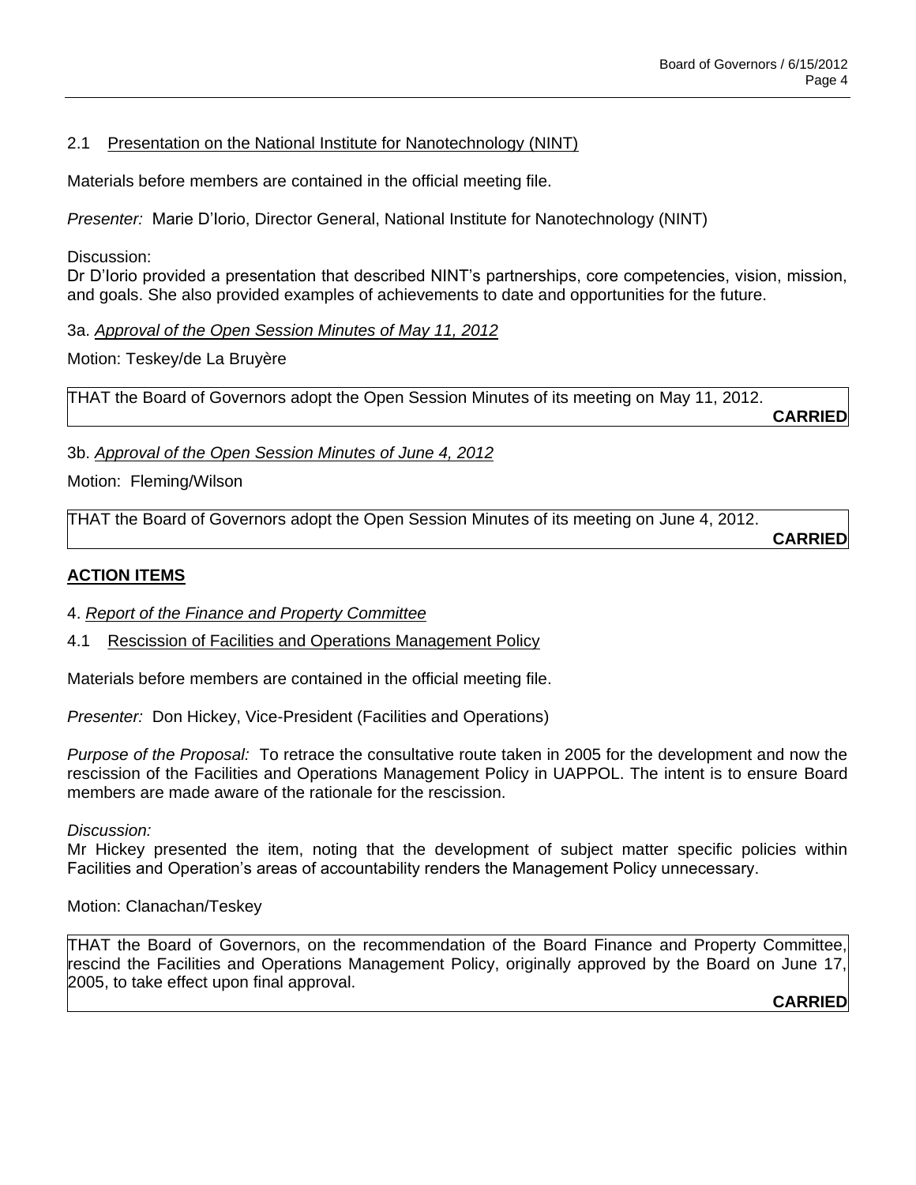### 2.1 Presentation on the National Institute for Nanotechnology (NINT)

Materials before members are contained in the official meeting file.

*Presenter:* Marie D'Iorio, Director General, National Institute for Nanotechnology (NINT)

Discussion:
Dr D'Iorio provided a presentation that described NINT's partnerships, core competencies, vision, mission, and goals. She also provided examples of achievements to date and opportunities for the future.

3a. *Approval of the Open Session Minutes of May 11, 2012*

Motion: Teskey/de La Bruyère

THAT the Board of Governors adopt the Open Session Minutes of its meeting on May 11, 2012.

**CARRIED**

3b. *Approval of the Open Session Minutes of June 4, 2012*

Motion: Fleming/Wilson

THAT the Board of Governors adopt the Open Session Minutes of its meeting on June 4, 2012.

**CARRIED**

## ACTION ITEMS

4. *Report of the Finance and Property Committee*

### 4.1 Rescission of Facilities and Operations Management Policy

Materials before members are contained in the official meeting file.

*Presenter:* Don Hickey, Vice-President (Facilities and Operations)

*Purpose of the Proposal:* To retrace the consultative route taken in 2005 for the development and now the rescission of the Facilities and Operations Management Policy in UAPPOL. The intent is to ensure Board members are made aware of the rationale for the rescission.

*Discussion:*
Mr Hickey presented the item, noting that the development of subject matter specific policies within Facilities and Operation's areas of accountability renders the Management Policy unnecessary.

Motion: Clanachan/Teskey

THAT the Board of Governors, on the recommendation of the Board Finance and Property Committee, rescind the Facilities and Operations Management Policy, originally approved by the Board on June 17, 2005, to take effect upon final approval.

**CARRIED**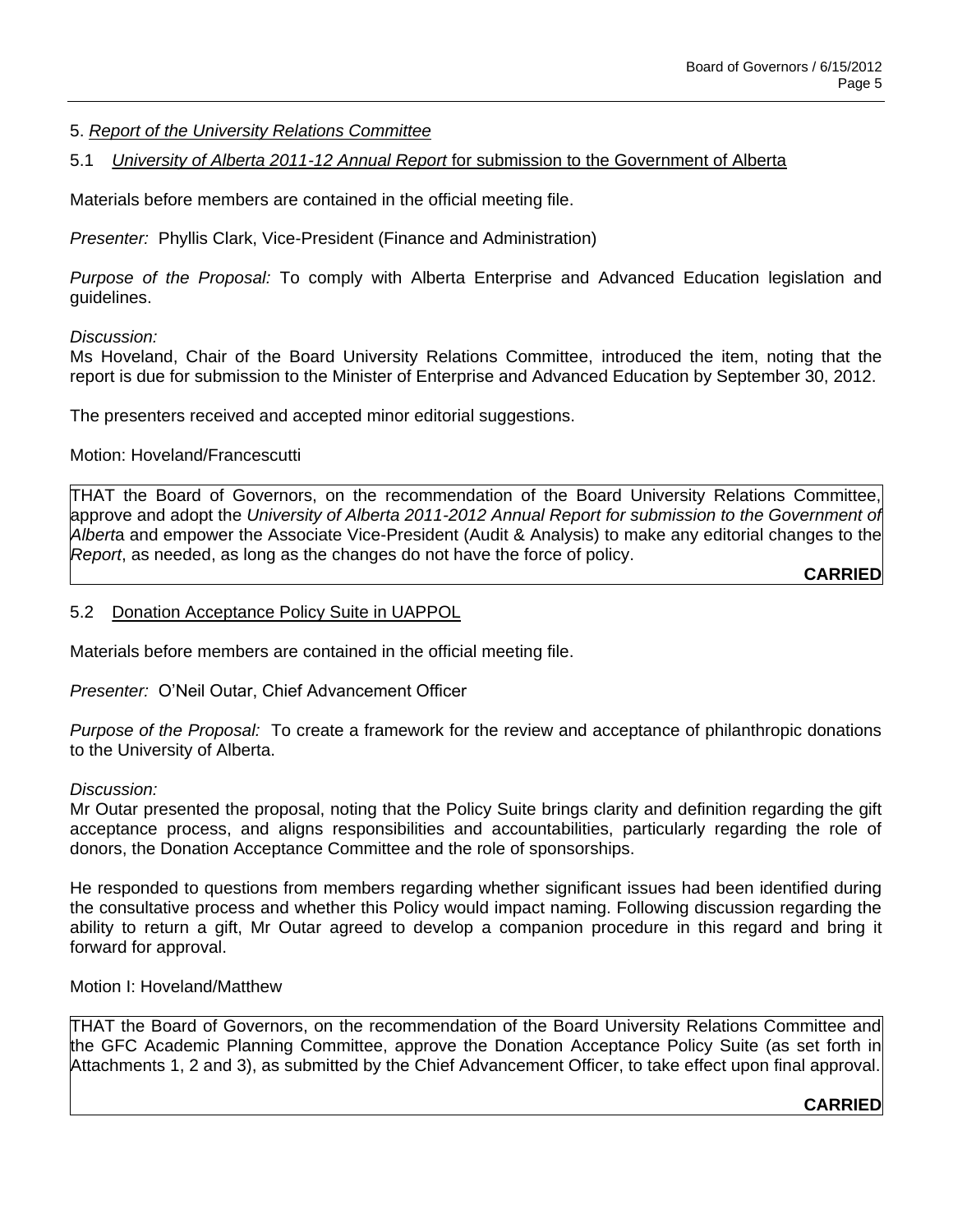5. *Report of the University Relations Committee*

5.1 *University of Alberta 2011-12 Annual Report* for submission to the Government of Alberta

Materials before members are contained in the official meeting file.

*Presenter:* Phyllis Clark, Vice-President (Finance and Administration)

*Purpose of the Proposal:* To comply with Alberta Enterprise and Advanced Education legislation and guidelines.

*Discussion:*
Ms Hoveland, Chair of the Board University Relations Committee, introduced the item, noting that the report is due for submission to the Minister of Enterprise and Advanced Education by September 30, 2012.

The presenters received and accepted minor editorial suggestions.

Motion: Hoveland/Francescutti

THAT the Board of Governors, on the recommendation of the Board University Relations Committee, approve and adopt the *University of Alberta 2011-2012 Annual Report for submission to the Government of Albert*a and empower the Associate Vice-President (Audit & Analysis) to make any editorial changes to the *Report*, as needed, as long as the changes do not have the force of policy.

**CARRIED**

5.2 Donation Acceptance Policy Suite in UAPPOL

Materials before members are contained in the official meeting file.

*Presenter:* O'Neil Outar, Chief Advancement Officer

*Purpose of the Proposal:* To create a framework for the review and acceptance of philanthropic donations to the University of Alberta.

*Discussion:*
Mr Outar presented the proposal, noting that the Policy Suite brings clarity and definition regarding the gift acceptance process, and aligns responsibilities and accountabilities, particularly regarding the role of donors, the Donation Acceptance Committee and the role of sponsorships.

He responded to questions from members regarding whether significant issues had been identified during the consultative process and whether this Policy would impact naming. Following discussion regarding the ability to return a gift, Mr Outar agreed to develop a companion procedure in this regard and bring it forward for approval.

Motion I: Hoveland/Matthew

THAT the Board of Governors, on the recommendation of the Board University Relations Committee and the GFC Academic Planning Committee, approve the Donation Acceptance Policy Suite (as set forth in Attachments 1, 2 and 3), as submitted by the Chief Advancement Officer, to take effect upon final approval.

**CARRIED**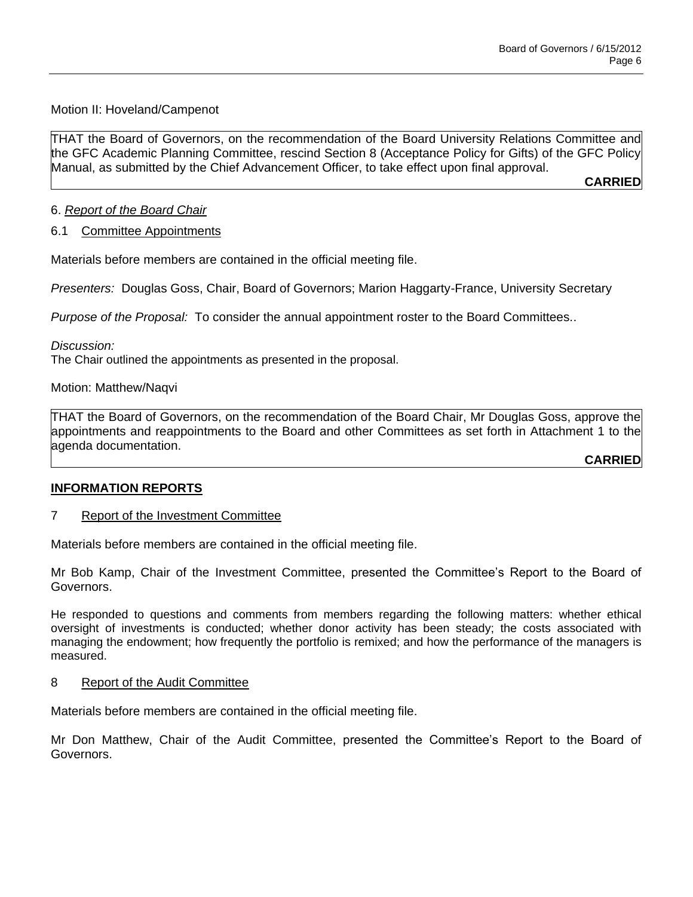Motion II: Hoveland/Campenot

THAT the Board of Governors, on the recommendation of the Board University Relations Committee and the GFC Academic Planning Committee, rescind Section 8 (Acceptance Policy for Gifts) of the GFC Policy Manual, as submitted by the Chief Advancement Officer, to take effect upon final approval.

**CARRIED**

6. *Report of the Board Chair*

6.1 Committee Appointments

Materials before members are contained in the official meeting file.

*Presenters:* Douglas Goss, Chair, Board of Governors; Marion Haggarty-France, University Secretary

*Purpose of the Proposal:* To consider the annual appointment roster to the Board Committees..

*Discussion:*
The Chair outlined the appointments as presented in the proposal.

Motion: Matthew/Naqvi

THAT the Board of Governors, on the recommendation of the Board Chair, Mr Douglas Goss, approve the appointments and reappointments to the Board and other Committees as set forth in Attachment 1 to the agenda documentation.

**CARRIED**

**INFORMATION REPORTS**

7 Report of the Investment Committee

Materials before members are contained in the official meeting file.

Mr Bob Kamp, Chair of the Investment Committee, presented the Committee's Report to the Board of Governors.

He responded to questions and comments from members regarding the following matters: whether ethical oversight of investments is conducted; whether donor activity has been steady; the costs associated with managing the endowment; how frequently the portfolio is remixed; and how the performance of the managers is measured.

8 Report of the Audit Committee

Materials before members are contained in the official meeting file.

Mr Don Matthew, Chair of the Audit Committee, presented the Committee's Report to the Board of Governors.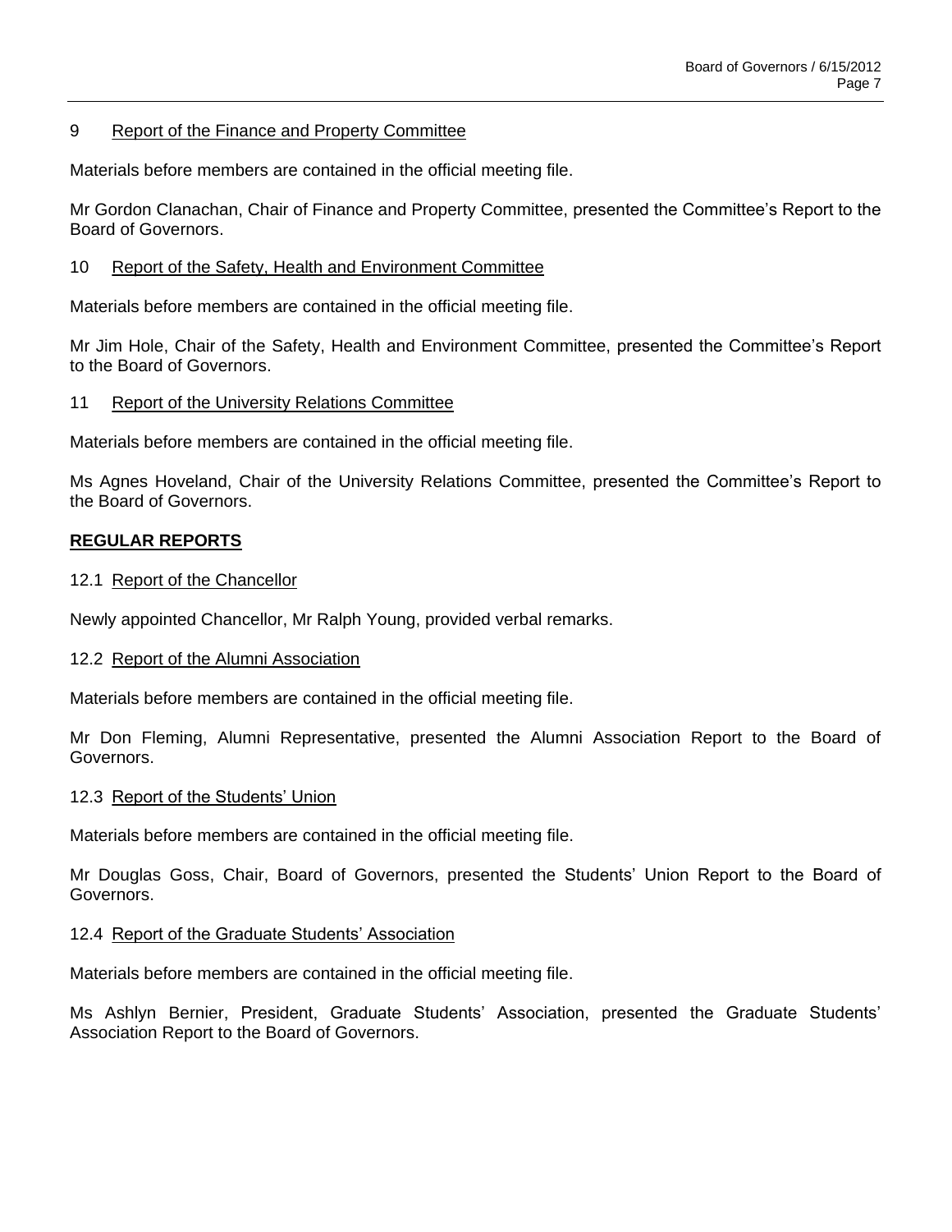## 9 Report of the Finance and Property Committee

Materials before members are contained in the official meeting file.

Mr Gordon Clanachan, Chair of Finance and Property Committee, presented the Committee's Report to the Board of Governors.

## 10 Report of the Safety, Health and Environment Committee

Materials before members are contained in the official meeting file.

Mr Jim Hole, Chair of the Safety, Health and Environment Committee, presented the Committee's Report to the Board of Governors.

## 11 Report of the University Relations Committee

Materials before members are contained in the official meeting file.

Ms Agnes Hoveland, Chair of the University Relations Committee, presented the Committee's Report to the Board of Governors.

## REGULAR REPORTS

### 12.1 Report of the Chancellor

Newly appointed Chancellor, Mr Ralph Young, provided verbal remarks.

### 12.2 Report of the Alumni Association

Materials before members are contained in the official meeting file.

Mr Don Fleming, Alumni Representative, presented the Alumni Association Report to the Board of Governors.

### 12.3 Report of the Students' Union

Materials before members are contained in the official meeting file.

Mr Douglas Goss, Chair, Board of Governors, presented the Students' Union Report to the Board of Governors.

### 12.4 Report of the Graduate Students' Association

Materials before members are contained in the official meeting file.

Ms Ashlyn Bernier, President, Graduate Students' Association, presented the Graduate Students' Association Report to the Board of Governors.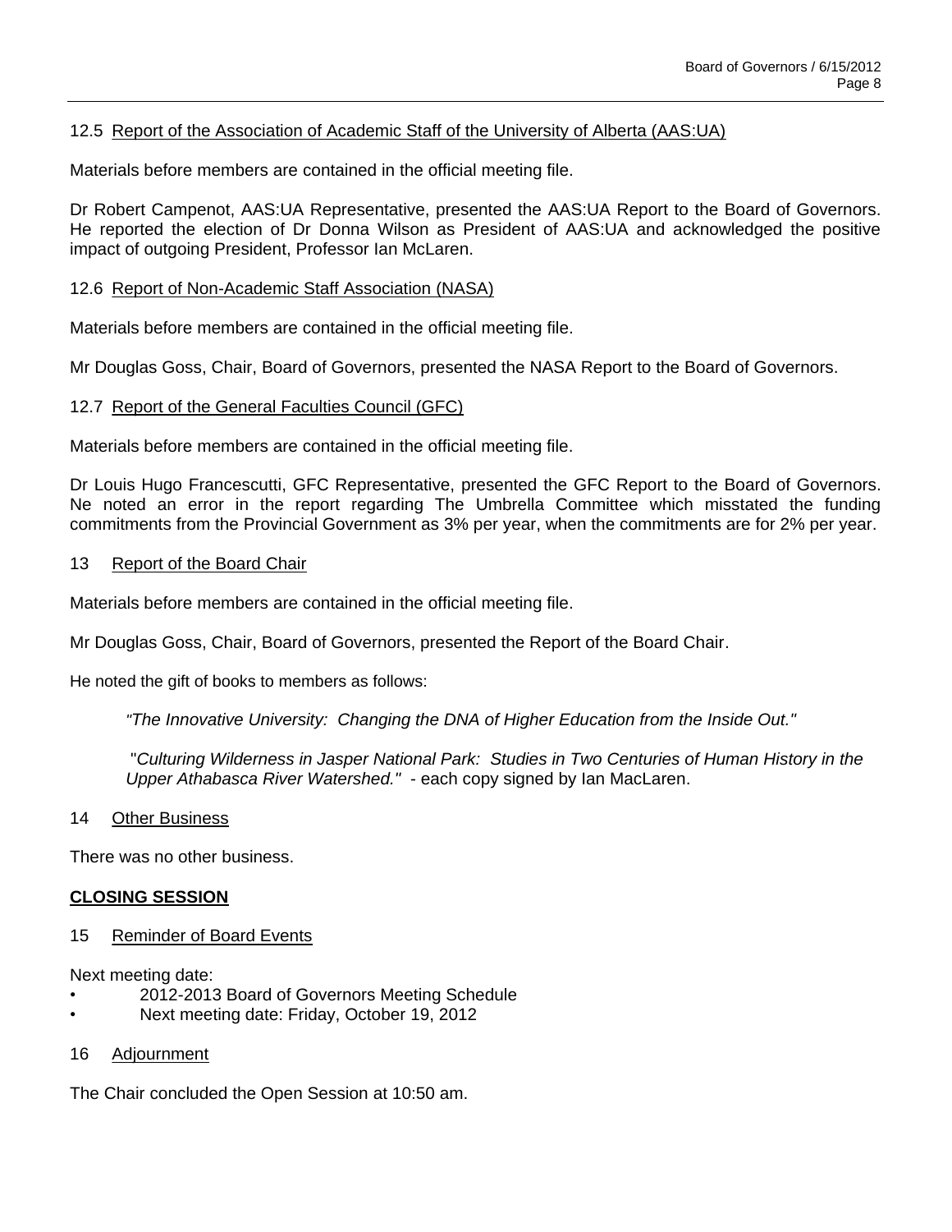12.5 Report of the Association of Academic Staff of the University of Alberta (AAS:UA)

Materials before members are contained in the official meeting file.

Dr Robert Campenot, AAS:UA Representative, presented the AAS:UA Report to the Board of Governors. He reported the election of Dr Donna Wilson as President of AAS:UA and acknowledged the positive impact of outgoing President, Professor Ian McLaren.

12.6 Report of Non-Academic Staff Association (NASA)

Materials before members are contained in the official meeting file.

Mr Douglas Goss, Chair, Board of Governors, presented the NASA Report to the Board of Governors.

12.7 Report of the General Faculties Council (GFC)

Materials before members are contained in the official meeting file.

Dr Louis Hugo Francescutti, GFC Representative, presented the GFC Report to the Board of Governors. Ne noted an error in the report regarding The Umbrella Committee which misstated the funding commitments from the Provincial Government as 3% per year, when the commitments are for 2% per year.

13 Report of the Board Chair

Materials before members are contained in the official meeting file.

Mr Douglas Goss, Chair, Board of Governors, presented the Report of the Board Chair.

He noted the gift of books to members as follows:

> *"The Innovative University: Changing the DNA of Higher Education from the Inside Out."*
>
> *"Culturing Wilderness in Jasper National Park: Studies in Two Centuries of Human History in the Upper Athabasca River Watershed."* - each copy signed by Ian MacLaren.

14 Other Business

There was no other business.

## CLOSING SESSION

15 Reminder of Board Events

Next meeting date:

- 2012-2013 Board of Governors Meeting Schedule
- Next meeting date: Friday, October 19, 2012

16 Adjournment

The Chair concluded the Open Session at 10:50 am.